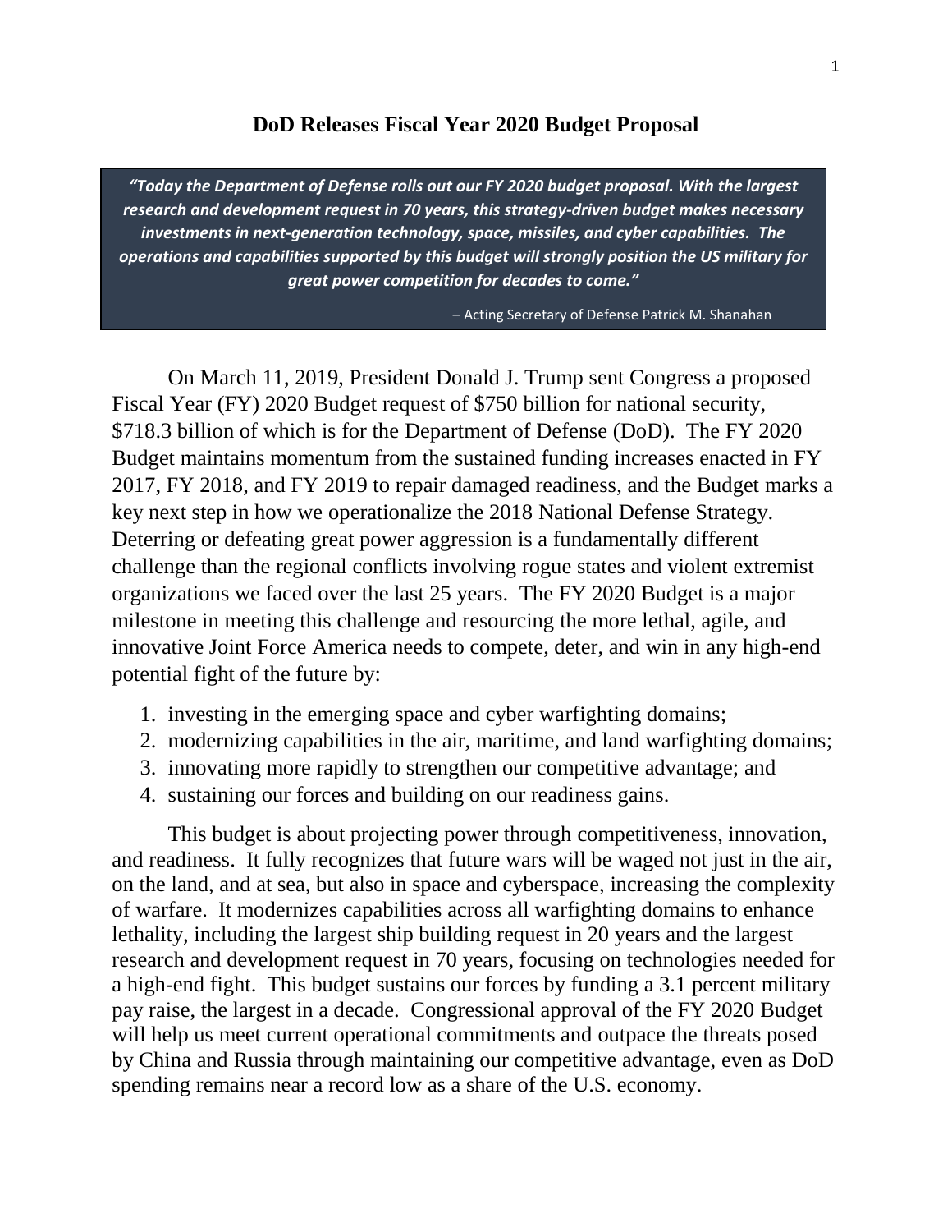# DoD Releases Fiscal Year 2020 Budget Proposal

> ***"Today the Department of Defense rolls out our FY 2020 budget proposal. With the largest research and development request in 70 years, this strategy-driven budget makes necessary investments in next-generation technology, space, missiles, and cyber capabilities. The operations and capabilities supported by this budget will strongly position the US military for great power competition for decades to come."***
>
> – Acting Secretary of Defense Patrick M. Shanahan

On March 11, 2019, President Donald J. Trump sent Congress a proposed Fiscal Year (FY) 2020 Budget request of $750 billion for national security, $718.3 billion of which is for the Department of Defense (DoD). The FY 2020 Budget maintains momentum from the sustained funding increases enacted in FY 2017, FY 2018, and FY 2019 to repair damaged readiness, and the Budget marks a key next step in how we operationalize the 2018 National Defense Strategy. Deterring or defeating great power aggression is a fundamentally different challenge than the regional conflicts involving rogue states and violent extremist organizations we faced over the last 25 years. The FY 2020 Budget is a major milestone in meeting this challenge and resourcing the more lethal, agile, and innovative Joint Force America needs to compete, deter, and win in any high-end potential fight of the future by:

1. investing in the emerging space and cyber warfighting domains;
2. modernizing capabilities in the air, maritime, and land warfighting domains;
3. innovating more rapidly to strengthen our competitive advantage; and
4. sustaining our forces and building on our readiness gains.

This budget is about projecting power through competitiveness, innovation, and readiness. It fully recognizes that future wars will be waged not just in the air, on the land, and at sea, but also in space and cyberspace, increasing the complexity of warfare. It modernizes capabilities across all warfighting domains to enhance lethality, including the largest ship building request in 20 years and the largest research and development request in 70 years, focusing on technologies needed for a high-end fight. This budget sustains our forces by funding a 3.1 percent military pay raise, the largest in a decade. Congressional approval of the FY 2020 Budget will help us meet current operational commitments and outpace the threats posed by China and Russia through maintaining our competitive advantage, even as DoD spending remains near a record low as a share of the U.S. economy.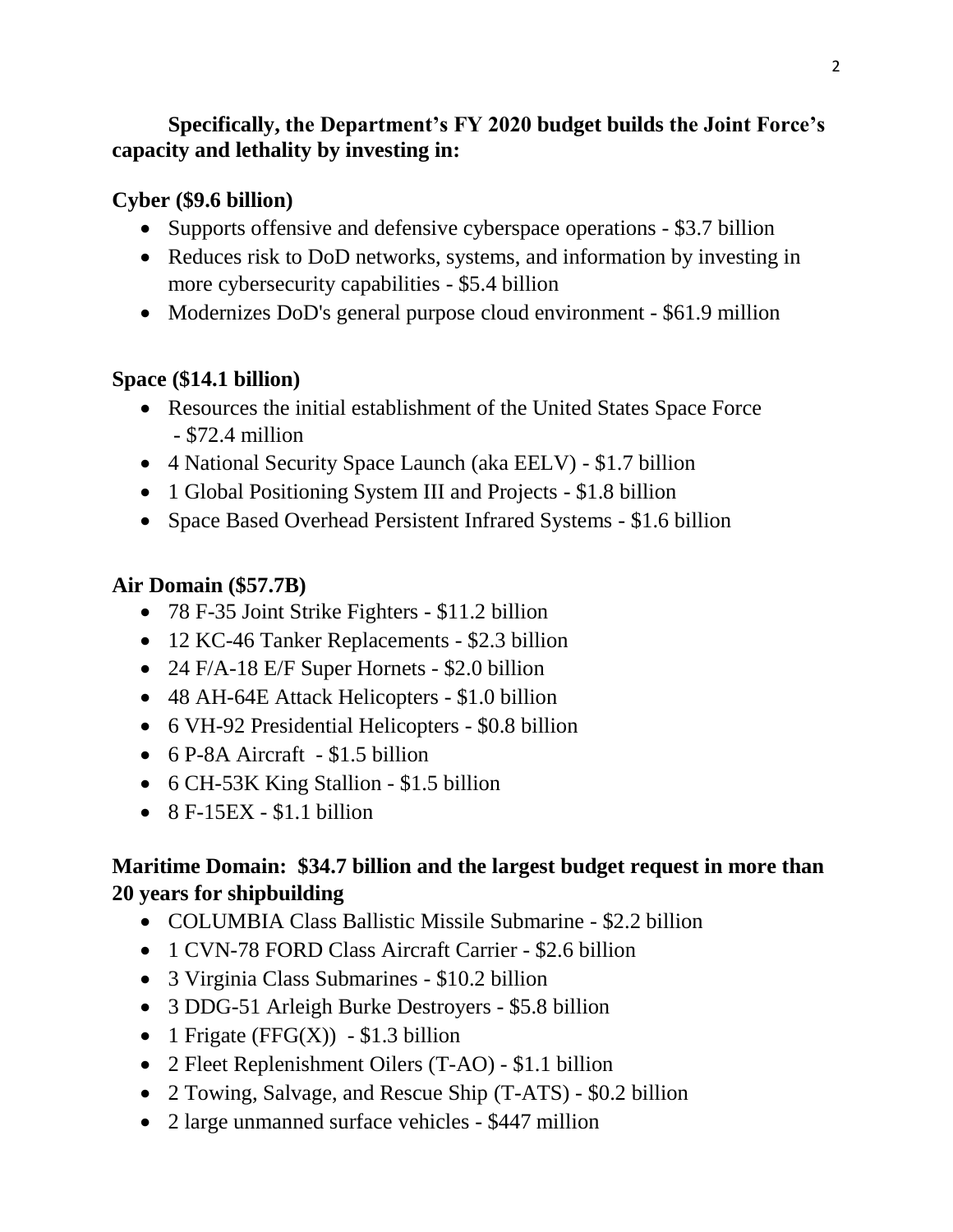**Specifically, the Department's FY 2020 budget builds the Joint Force's capacity and lethality by investing in:**

**Cyber ($9.6 billion)**

- Supports offensive and defensive cyberspace operations - $3.7 billion
- Reduces risk to DoD networks, systems, and information by investing in more cybersecurity capabilities - $5.4 billion
- Modernizes DoD's general purpose cloud environment - $61.9 million

**Space ($14.1 billion)**

- Resources the initial establishment of the United States Space Force - $72.4 million
- 4 National Security Space Launch (aka EELV) - $1.7 billion
- 1 Global Positioning System III and Projects - $1.8 billion
- Space Based Overhead Persistent Infrared Systems - $1.6 billion

**Air Domain ($57.7B)**

- 78 F-35 Joint Strike Fighters - $11.2 billion
- 12 KC-46 Tanker Replacements - $2.3 billion
- 24 F/A-18 E/F Super Hornets - $2.0 billion
- 48 AH-64E Attack Helicopters - $1.0 billion
- 6 VH-92 Presidential Helicopters - $0.8 billion
- 6 P-8A Aircraft - $1.5 billion
- 6 CH-53K King Stallion - $1.5 billion
- 8 F-15EX - $1.1 billion

**Maritime Domain: $34.7 billion and the largest budget request in more than 20 years for shipbuilding**

- COLUMBIA Class Ballistic Missile Submarine - $2.2 billion
- 1 CVN-78 FORD Class Aircraft Carrier - $2.6 billion
- 3 Virginia Class Submarines - $10.2 billion
- 3 DDG-51 Arleigh Burke Destroyers - $5.8 billion
- 1 Frigate (FFG(X)) - $1.3 billion
- 2 Fleet Replenishment Oilers (T-AO) - $1.1 billion
- 2 Towing, Salvage, and Rescue Ship (T-ATS) - $0.2 billion
- 2 large unmanned surface vehicles - $447 million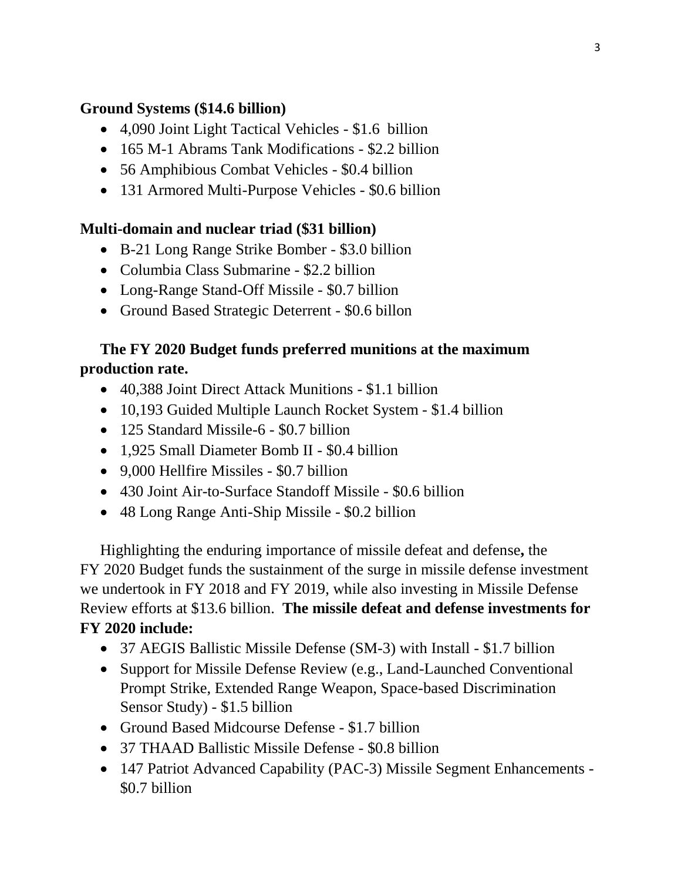**Ground Systems ($14.6 billion)**

- 4,090 Joint Light Tactical Vehicles - $1.6 billion
- 165 M-1 Abrams Tank Modifications - $2.2 billion
- 56 Amphibious Combat Vehicles - $0.4 billion
- 131 Armored Multi-Purpose Vehicles - $0.6 billion

**Multi-domain and nuclear triad ($31 billion)**

- B-21 Long Range Strike Bomber - $3.0 billion
- Columbia Class Submarine - $2.2 billion
- Long-Range Stand-Off Missile - $0.7 billion
- Ground Based Strategic Deterrent - $0.6 billon

**The FY 2020 Budget funds preferred munitions at the maximum production rate.**

- 40,388 Joint Direct Attack Munitions - $1.1 billion
- 10,193 Guided Multiple Launch Rocket System - $1.4 billion
- 125 Standard Missile-6 - $0.7 billion
- 1,925 Small Diameter Bomb II - $0.4 billion
- 9,000 Hellfire Missiles - $0.7 billion
- 430 Joint Air-to-Surface Standoff Missile - $0.6 billion
- 48 Long Range Anti-Ship Missile - $0.2 billion

Highlighting the enduring importance of missile defeat and defense**,** the FY 2020 Budget funds the sustainment of the surge in missile defense investment we undertook in FY 2018 and FY 2019, while also investing in Missile Defense Review efforts at $13.6 billion. **The missile defeat and defense investments for FY 2020 include:**

- 37 AEGIS Ballistic Missile Defense (SM-3) with Install - $1.7 billion
- Support for Missile Defense Review (e.g., Land-Launched Conventional Prompt Strike, Extended Range Weapon, Space-based Discrimination Sensor Study) - $1.5 billion
- Ground Based Midcourse Defense - $1.7 billion
- 37 THAAD Ballistic Missile Defense - $0.8 billion
- 147 Patriot Advanced Capability (PAC-3) Missile Segment Enhancements - $0.7 billion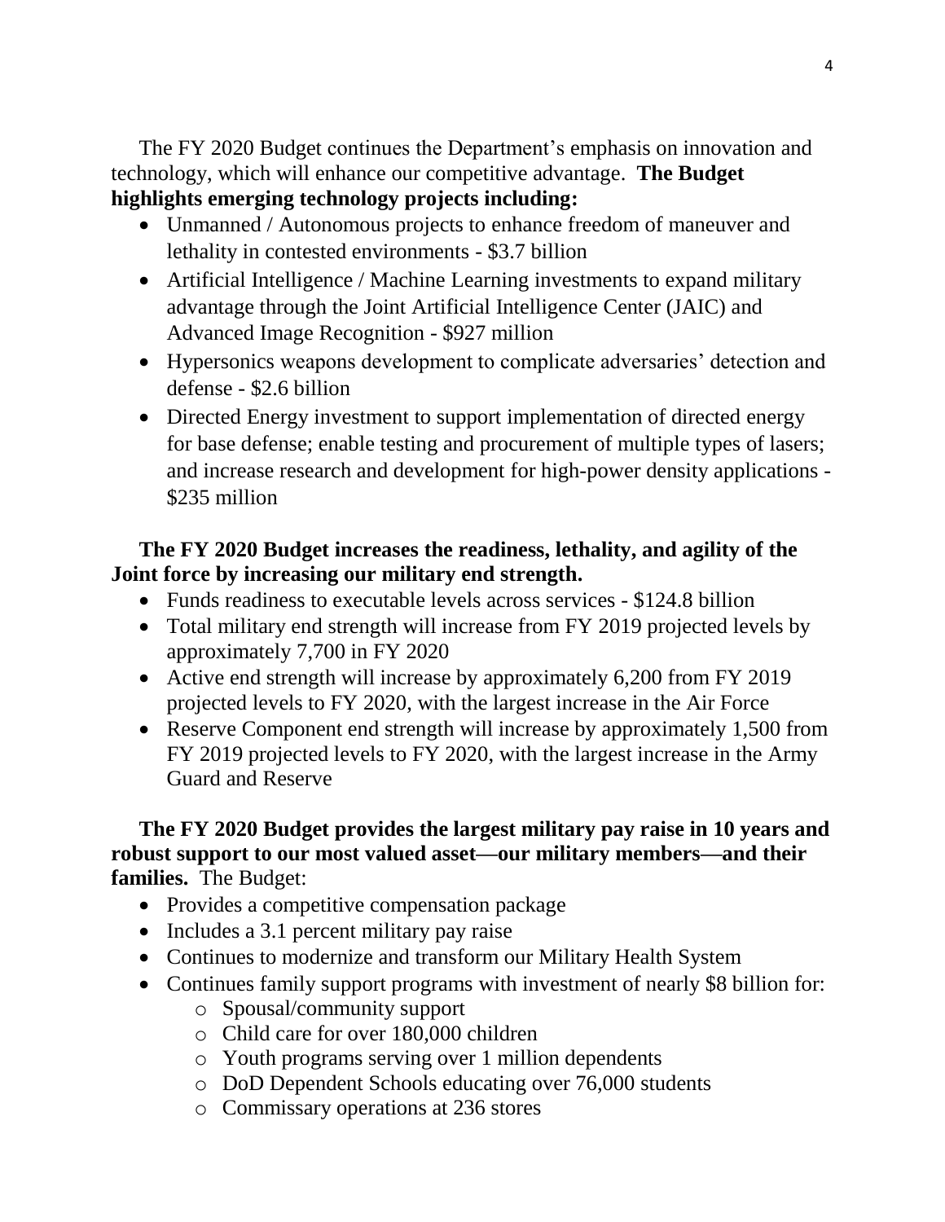The FY 2020 Budget continues the Department's emphasis on innovation and technology, which will enhance our competitive advantage. **The Budget highlights emerging technology projects including:**

- Unmanned / Autonomous projects to enhance freedom of maneuver and lethality in contested environments - $3.7 billion
- Artificial Intelligence / Machine Learning investments to expand military advantage through the Joint Artificial Intelligence Center (JAIC) and Advanced Image Recognition - $927 million
- Hypersonics weapons development to complicate adversaries' detection and defense - $2.6 billion
- Directed Energy investment to support implementation of directed energy for base defense; enable testing and procurement of multiple types of lasers; and increase research and development for high-power density applications - $235 million

**The FY 2020 Budget increases the readiness, lethality, and agility of the Joint force by increasing our military end strength.**

- Funds readiness to executable levels across services - $124.8 billion
- Total military end strength will increase from FY 2019 projected levels by approximately 7,700 in FY 2020
- Active end strength will increase by approximately 6,200 from FY 2019 projected levels to FY 2020, with the largest increase in the Air Force
- Reserve Component end strength will increase by approximately 1,500 from FY 2019 projected levels to FY 2020, with the largest increase in the Army Guard and Reserve

**The FY 2020 Budget provides the largest military pay raise in 10 years and robust support to our most valued asset—our military members—and their families.** The Budget:

- Provides a competitive compensation package
- Includes a 3.1 percent military pay raise
- Continues to modernize and transform our Military Health System
- Continues family support programs with investment of nearly $8 billion for:
  - Spousal/community support
  - Child care for over 180,000 children
  - Youth programs serving over 1 million dependents
  - DoD Dependent Schools educating over 76,000 students
  - Commissary operations at 236 stores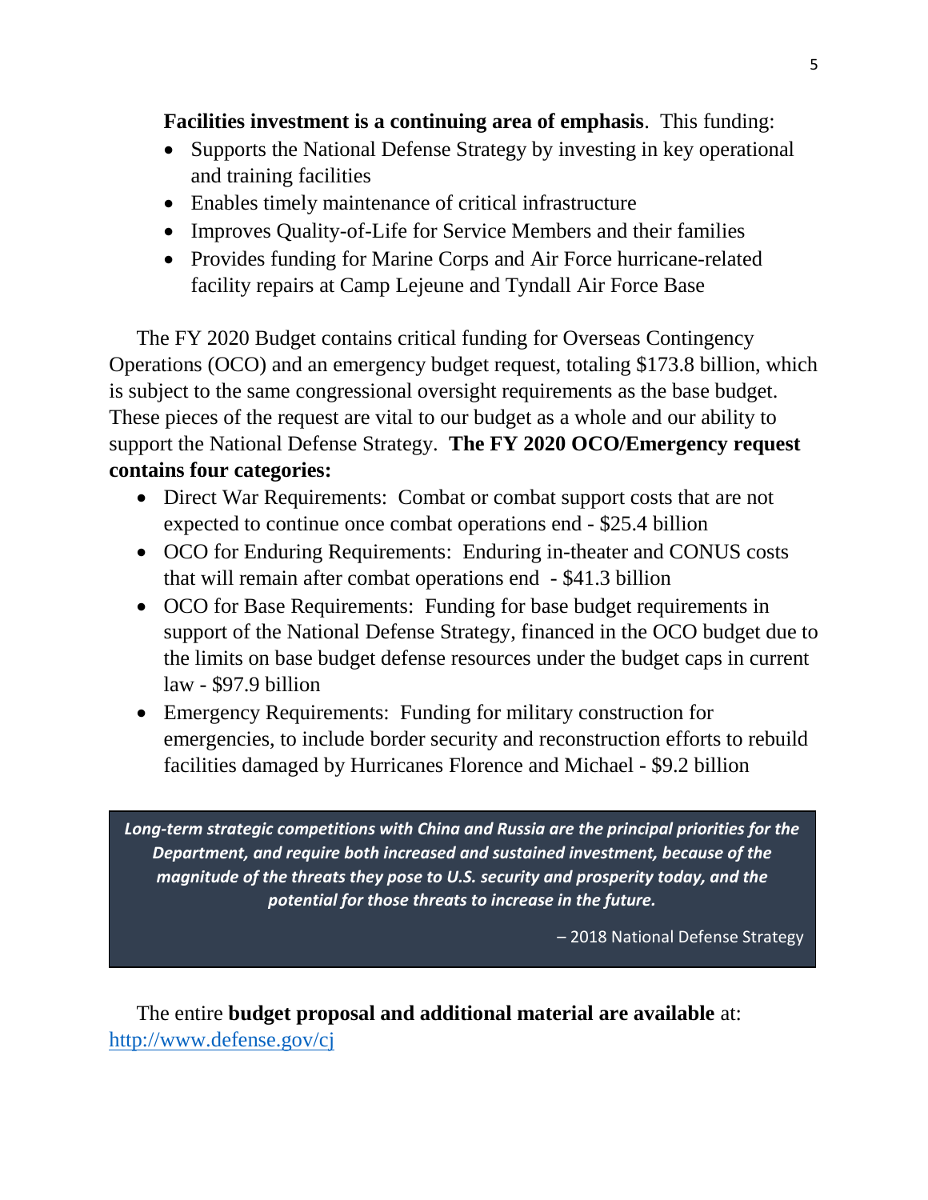**Facilities investment is a continuing area of emphasis**. This funding:

- Supports the National Defense Strategy by investing in key operational and training facilities
- Enables timely maintenance of critical infrastructure
- Improves Quality-of-Life for Service Members and their families
- Provides funding for Marine Corps and Air Force hurricane-related facility repairs at Camp Lejeune and Tyndall Air Force Base

The FY 2020 Budget contains critical funding for Overseas Contingency Operations (OCO) and an emergency budget request, totaling $173.8 billion, which is subject to the same congressional oversight requirements as the base budget. These pieces of the request are vital to our budget as a whole and our ability to support the National Defense Strategy. **The FY 2020 OCO/Emergency request contains four categories:**

- Direct War Requirements: Combat or combat support costs that are not expected to continue once combat operations end - $25.4 billion
- OCO for Enduring Requirements: Enduring in-theater and CONUS costs that will remain after combat operations end - $41.3 billion
- OCO for Base Requirements: Funding for base budget requirements in support of the National Defense Strategy, financed in the OCO budget due to the limits on base budget defense resources under the budget caps in current law - $97.9 billion
- Emergency Requirements: Funding for military construction for emergencies, to include border security and reconstruction efforts to rebuild facilities damaged by Hurricanes Florence and Michael - $9.2 billion

> ***Long-term strategic competitions with China and Russia are the principal priorities for the Department, and require both increased and sustained investment, because of the magnitude of the threats they pose to U.S. security and prosperity today, and the potential for those threats to increase in the future.***
>
> – 2018 National Defense Strategy

The entire **budget proposal and additional material are available** at: http://www.defense.gov/cj